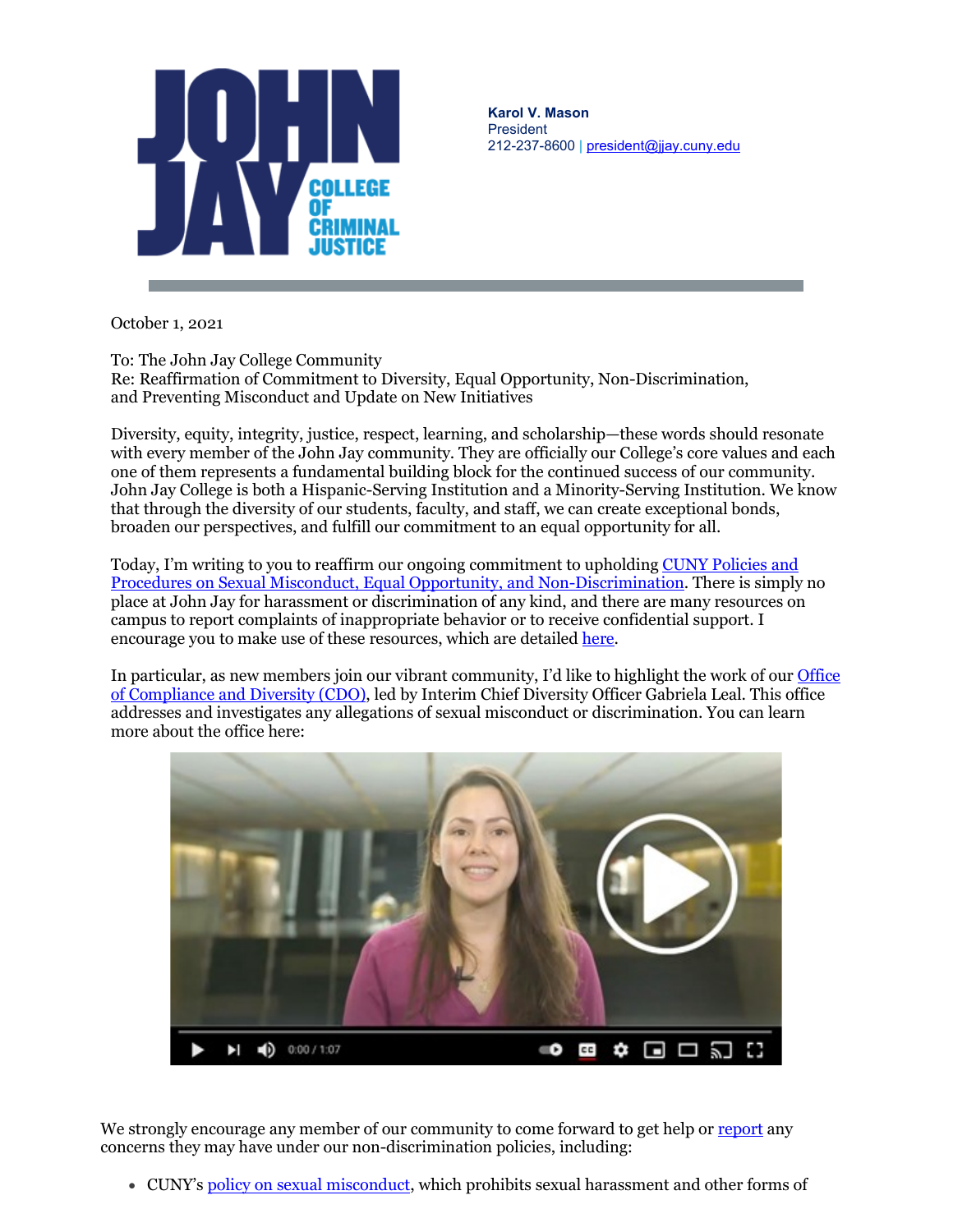**Karol V. Mason**
President
212-237-8600 | president@jjay.cuny.edu

October 1, 2021

To: The John Jay College Community
Re: Reaffirmation of Commitment to Diversity, Equal Opportunity, Non-Discrimination, and Preventing Misconduct and Update on New Initiatives

Diversity, equity, integrity, justice, respect, learning, and scholarship—these words should resonate with every member of the John Jay community. They are officially our College's core values and each one of them represents a fundamental building block for the continued success of our community. John Jay College is both a Hispanic-Serving Institution and a Minority-Serving Institution. We know that through the diversity of our students, faculty, and staff, we can create exceptional bonds, broaden our perspectives, and fulfill our commitment to an equal opportunity for all.

Today, I'm writing to you to reaffirm our ongoing commitment to upholding CUNY Policies and Procedures on Sexual Misconduct, Equal Opportunity, and Non-Discrimination. There is simply no place at John Jay for harassment or discrimination of any kind, and there are many resources on campus to report complaints of inappropriate behavior or to receive confidential support. I encourage you to make use of these resources, which are detailed here.

In particular, as new members join our vibrant community, I'd like to highlight the work of our Office of Compliance and Diversity (CDO), led by Interim Chief Diversity Officer Gabriela Leal. This office addresses and investigates any allegations of sexual misconduct or discrimination. You can learn more about the office here:

We strongly encourage any member of our community to come forward to get help or report any concerns they may have under our non-discrimination policies, including:

- CUNY's policy on sexual misconduct, which prohibits sexual harassment and other forms of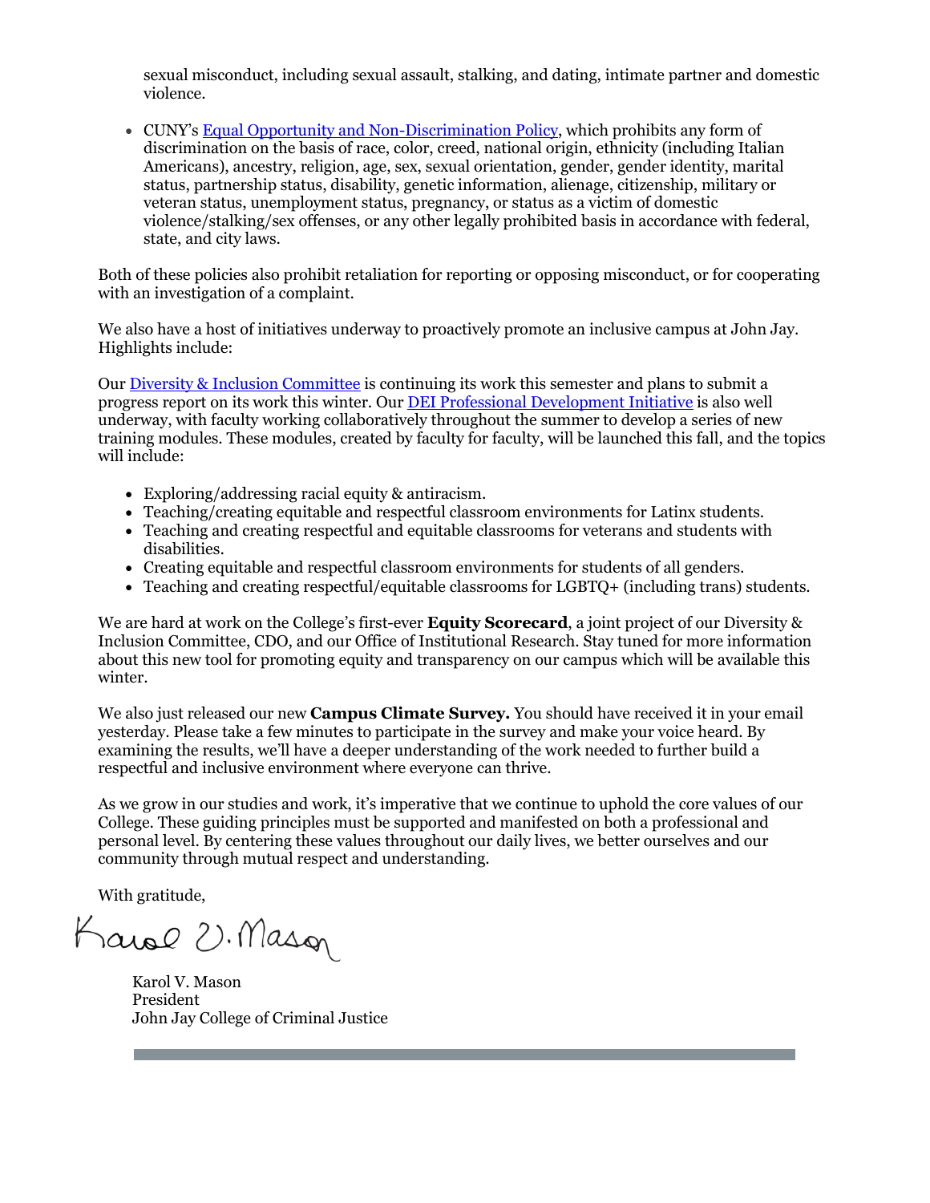sexual misconduct, including sexual assault, stalking, and dating, intimate partner and domestic violence.

- CUNY's [Equal Opportunity and Non-Discrimination Policy](), which prohibits any form of discrimination on the basis of race, color, creed, national origin, ethnicity (including Italian Americans), ancestry, religion, age, sex, sexual orientation, gender, gender identity, marital status, partnership status, disability, genetic information, alienage, citizenship, military or veteran status, unemployment status, pregnancy, or status as a victim of domestic violence/stalking/sex offenses, or any other legally prohibited basis in accordance with federal, state, and city laws.

Both of these policies also prohibit retaliation for reporting or opposing misconduct, or for cooperating with an investigation of a complaint.

We also have a host of initiatives underway to proactively promote an inclusive campus at John Jay. Highlights include:

Our [Diversity & Inclusion Committee]() is continuing its work this semester and plans to submit a progress report on its work this winter. Our [DEI Professional Development Initiative]() is also well underway, with faculty working collaboratively throughout the summer to develop a series of new training modules. These modules, created by faculty for faculty, will be launched this fall, and the topics will include:

- Exploring/addressing racial equity & antiracism.
- Teaching/creating equitable and respectful classroom environments for Latinx students.
- Teaching and creating respectful and equitable classrooms for veterans and students with disabilities.
- Creating equitable and respectful classroom environments for students of all genders.
- Teaching and creating respectful/equitable classrooms for LGBTQ+ (including trans) students.

We are hard at work on the College's first-ever **Equity Scorecard**, a joint project of our Diversity & Inclusion Committee, CDO, and our Office of Institutional Research. Stay tuned for more information about this new tool for promoting equity and transparency on our campus which will be available this winter.

We also just released our new **Campus Climate Survey.** You should have received it in your email yesterday. Please take a few minutes to participate in the survey and make your voice heard. By examining the results, we'll have a deeper understanding of the work needed to further build a respectful and inclusive environment where everyone can thrive.

As we grow in our studies and work, it's imperative that we continue to uphold the core values of our College. These guiding principles must be supported and manifested on both a professional and personal level. By centering these values throughout our daily lives, we better ourselves and our community through mutual respect and understanding.

With gratitude,

Karol V. Mason

Karol V. Mason
President
John Jay College of Criminal Justice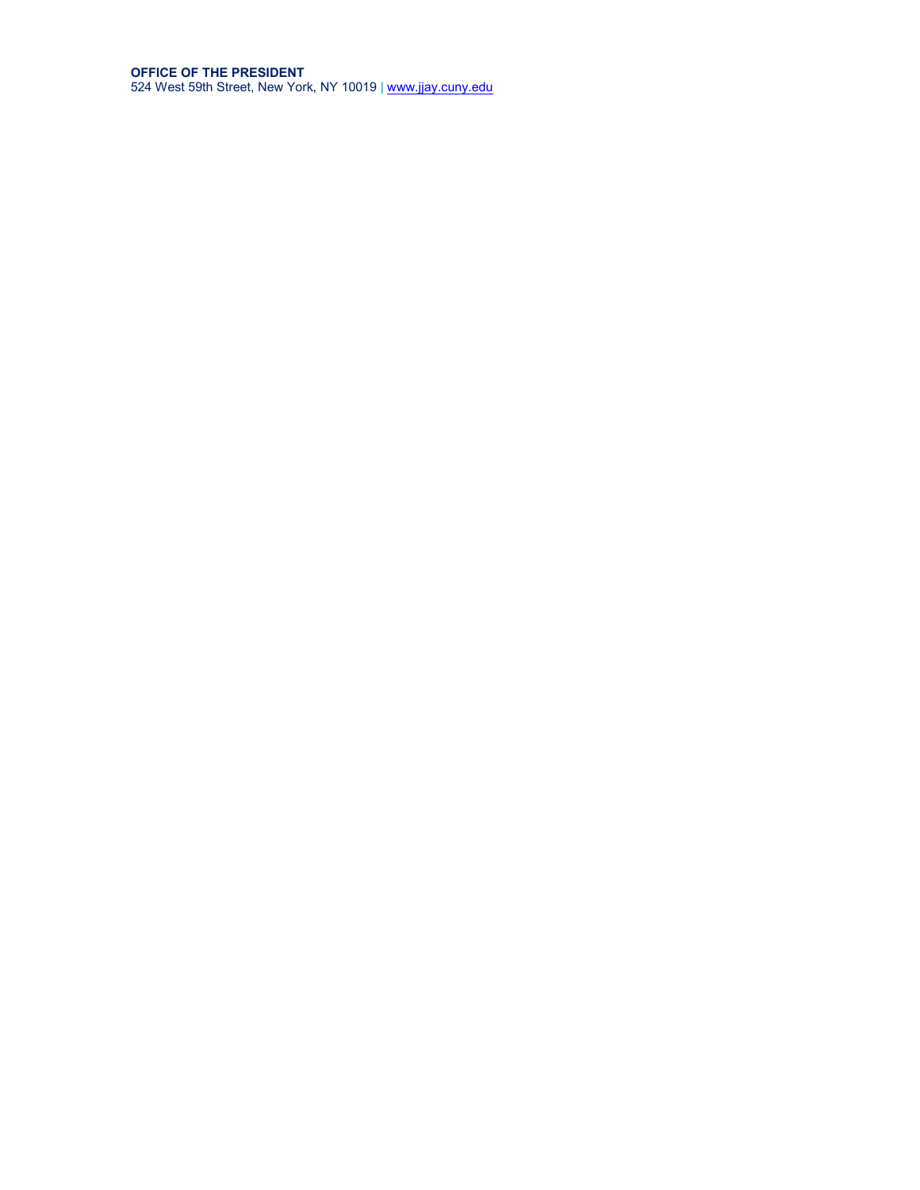**OFFICE OF THE PRESIDENT**
524 West 59th Street, New York, NY 10019 | www.jjay.cuny.edu